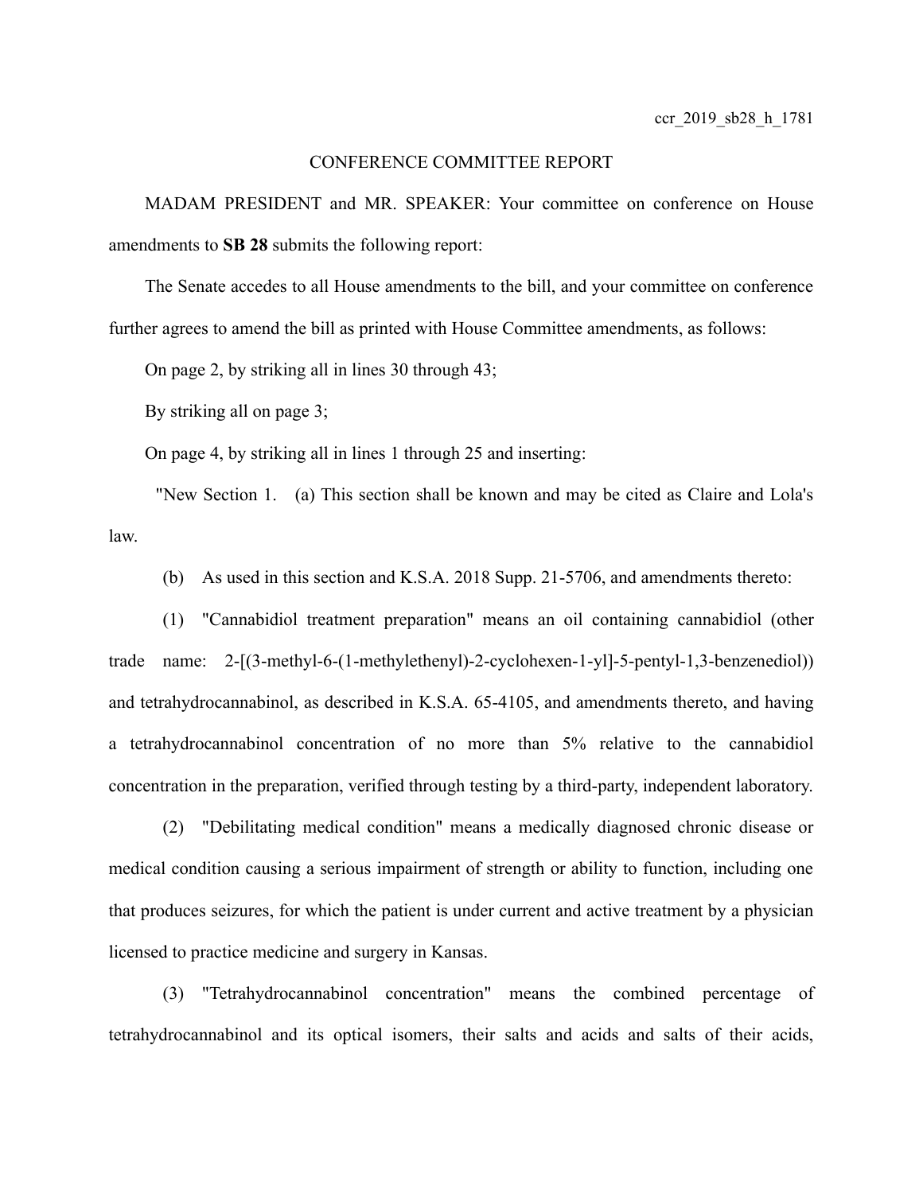ccr_2019_sb28_h_1781

CONFERENCE COMMITTEE REPORT

MADAM PRESIDENT and MR. SPEAKER: Your committee on conference on House amendments to **SB 28** submits the following report:

The Senate accedes to all House amendments to the bill, and your committee on conference further agrees to amend the bill as printed with House Committee amendments, as follows:

On page 2, by striking all in lines 30 through 43;

By striking all on page 3;

On page 4, by striking all in lines 1 through 25 and inserting:

"New Section 1. (a) This section shall be known and may be cited as Claire and Lola's law.

(b) As used in this section and K.S.A. 2018 Supp. 21-5706, and amendments thereto:

(1) "Cannabidiol treatment preparation" means an oil containing cannabidiol (other trade name: 2-[(3-methyl-6-(1-methylethenyl)-2-cyclohexen-1-yl]-5-pentyl-1,3-benzenediol)) and tetrahydrocannabinol, as described in K.S.A. 65-4105, and amendments thereto, and having a tetrahydrocannabinol concentration of no more than 5% relative to the cannabidiol concentration in the preparation, verified through testing by a third-party, independent laboratory.

(2) "Debilitating medical condition" means a medically diagnosed chronic disease or medical condition causing a serious impairment of strength or ability to function, including one that produces seizures, for which the patient is under current and active treatment by a physician licensed to practice medicine and surgery in Kansas.

(3) "Tetrahydrocannabinol concentration" means the combined percentage of tetrahydrocannabinol and its optical isomers, their salts and acids and salts of their acids,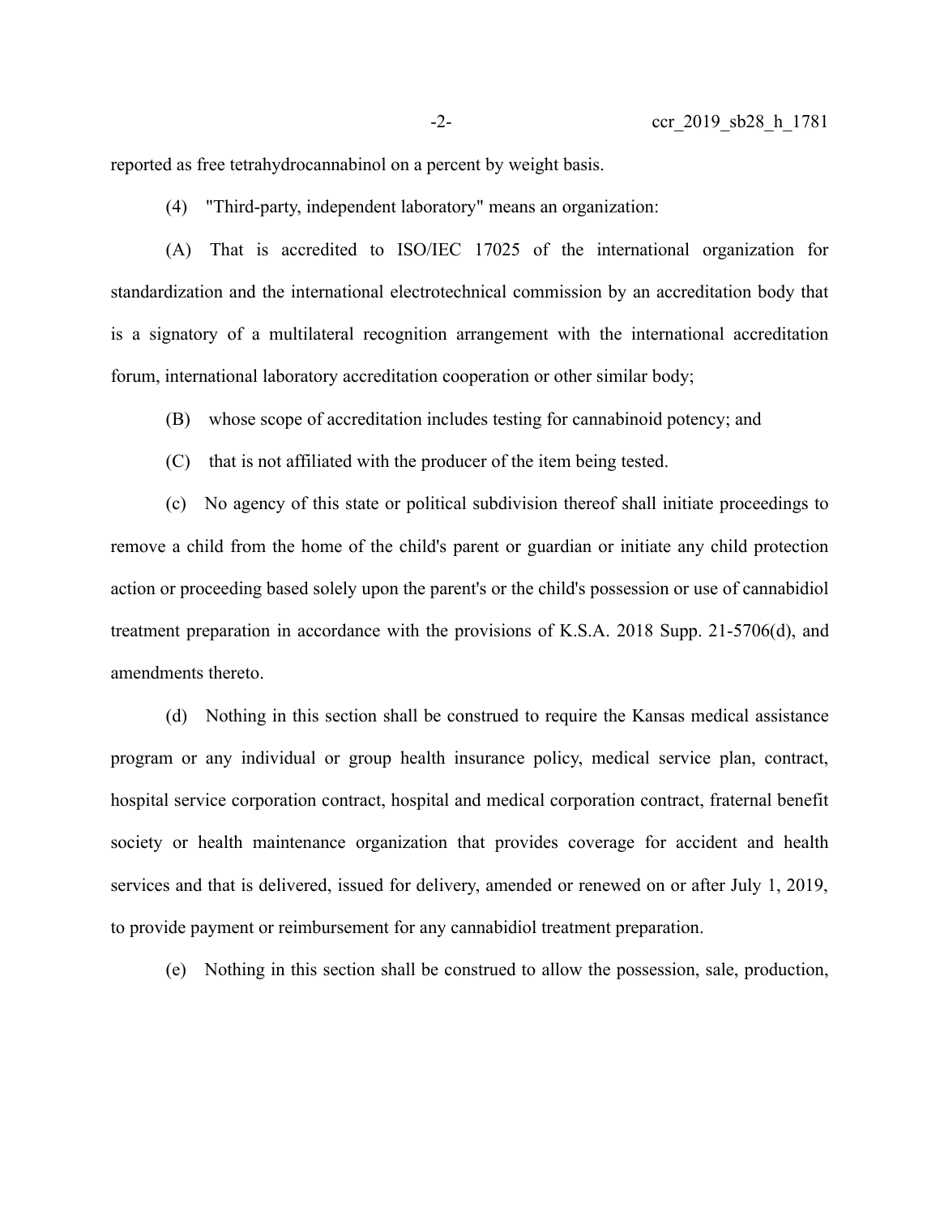reported as free tetrahydrocannabinol on a percent by weight basis.

(4) "Third-party, independent laboratory" means an organization:

(A) That is accredited to ISO/IEC 17025 of the international organization for standardization and the international electrotechnical commission by an accreditation body that is a signatory of a multilateral recognition arrangement with the international accreditation forum, international laboratory accreditation cooperation or other similar body;

(B) whose scope of accreditation includes testing for cannabinoid potency; and

(C) that is not affiliated with the producer of the item being tested.

(c) No agency of this state or political subdivision thereof shall initiate proceedings to remove a child from the home of the child's parent or guardian or initiate any child protection action or proceeding based solely upon the parent's or the child's possession or use of cannabidiol treatment preparation in accordance with the provisions of K.S.A. 2018 Supp. 21-5706(d), and amendments thereto.

(d) Nothing in this section shall be construed to require the Kansas medical assistance program or any individual or group health insurance policy, medical service plan, contract, hospital service corporation contract, hospital and medical corporation contract, fraternal benefit society or health maintenance organization that provides coverage for accident and health services and that is delivered, issued for delivery, amended or renewed on or after July 1, 2019, to provide payment or reimbursement for any cannabidiol treatment preparation.

(e) Nothing in this section shall be construed to allow the possession, sale, production,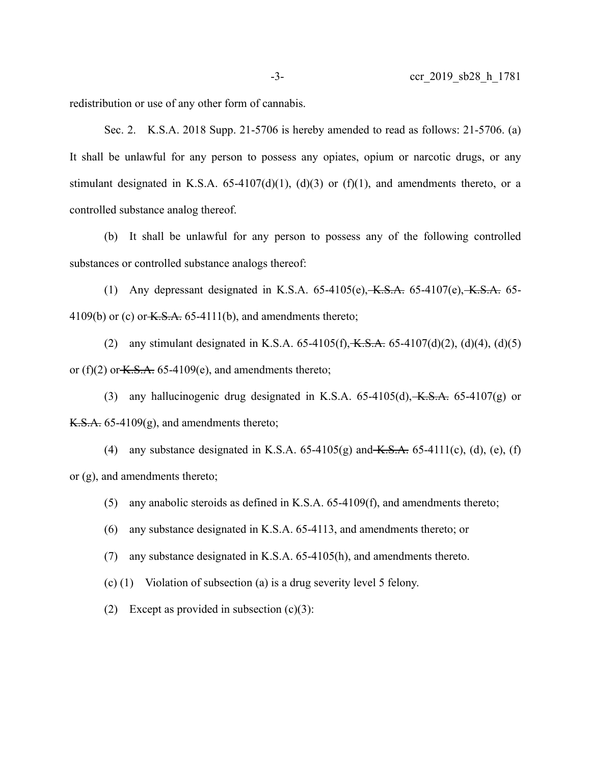redistribution or use of any other form of cannabis.

Sec. 2. K.S.A. 2018 Supp. 21-5706 is hereby amended to read as follows: 21-5706. (a) It shall be unlawful for any person to possess any opiates, opium or narcotic drugs, or any stimulant designated in K.S.A. 65-4107(d)(1), (d)(3) or (f)(1), and amendments thereto, or a controlled substance analog thereof.

(b) It shall be unlawful for any person to possess any of the following controlled substances or controlled substance analogs thereof:

(1) Any depressant designated in K.S.A. 65-4105(e), ~~K.S.A.~~ 65-4107(e), ~~K.S.A.~~ 65-4109(b) or (c) or ~~K.S.A.~~ 65-4111(b), and amendments thereto;

(2) any stimulant designated in K.S.A. 65-4105(f), ~~K.S.A.~~ 65-4107(d)(2), (d)(4), (d)(5) or (f)(2) or ~~K.S.A.~~ 65-4109(e), and amendments thereto;

(3) any hallucinogenic drug designated in K.S.A. 65-4105(d), ~~K.S.A.~~ 65-4107(g) or ~~K.S.A.~~ 65-4109(g), and amendments thereto;

(4) any substance designated in K.S.A. 65-4105(g) and ~~K.S.A.~~ 65-4111(c), (d), (e), (f) or (g), and amendments thereto;

(5) any anabolic steroids as defined in K.S.A. 65-4109(f), and amendments thereto;

(6) any substance designated in K.S.A. 65-4113, and amendments thereto; or

(7) any substance designated in K.S.A. 65-4105(h), and amendments thereto.

(c) (1) Violation of subsection (a) is a drug severity level 5 felony.

(2) Except as provided in subsection (c)(3):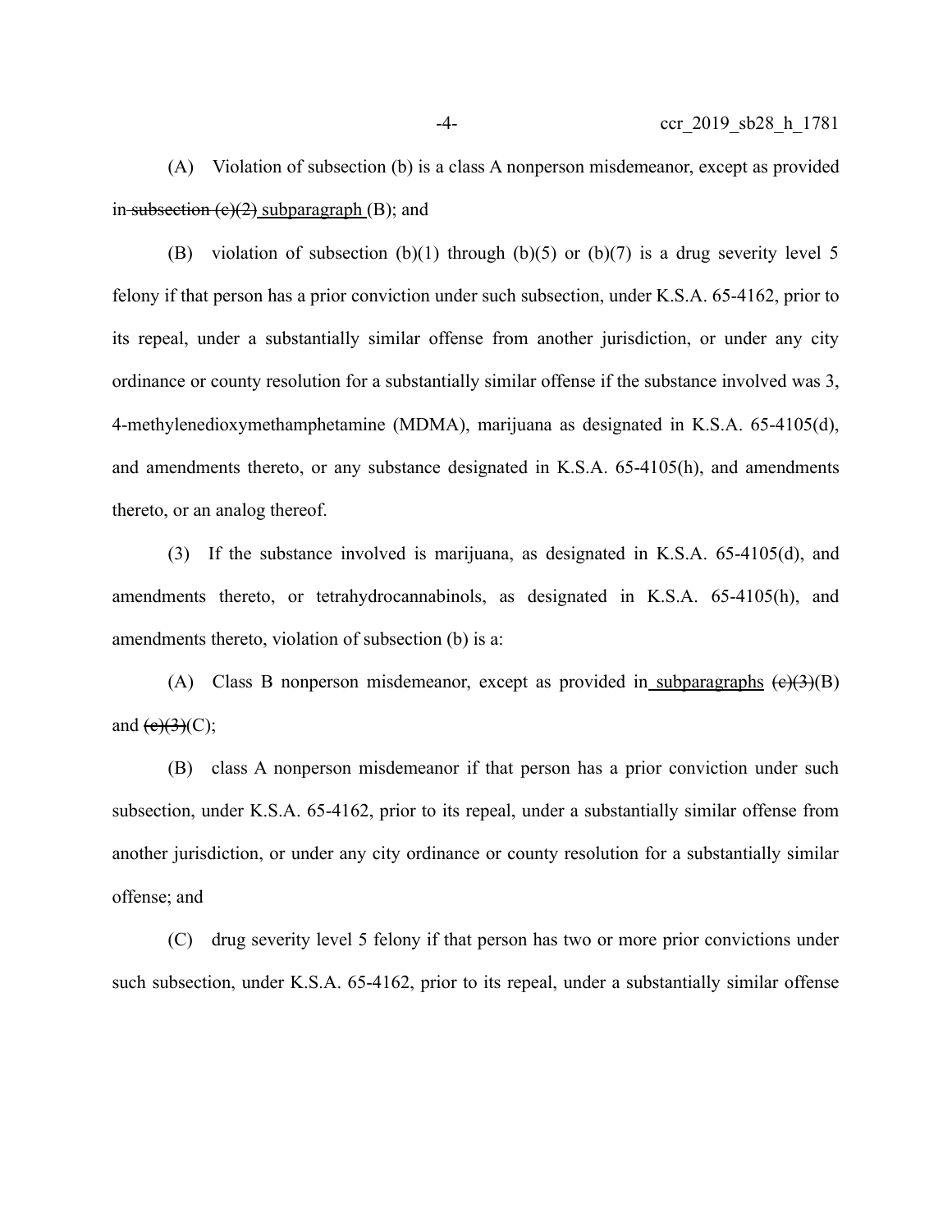(A) Violation of subsection (b) is a class A nonperson misdemeanor, except as provided in ~~subsection (c)(2)~~ subparagraph (B); and

(B) violation of subsection (b)(1) through (b)(5) or (b)(7) is a drug severity level 5 felony if that person has a prior conviction under such subsection, under K.S.A. 65-4162, prior to its repeal, under a substantially similar offense from another jurisdiction, or under any city ordinance or county resolution for a substantially similar offense if the substance involved was 3, 4-methylenedioxymethamphetamine (MDMA), marijuana as designated in K.S.A. 65-4105(d), and amendments thereto, or any substance designated in K.S.A. 65-4105(h), and amendments thereto, or an analog thereof.

(3) If the substance involved is marijuana, as designated in K.S.A. 65-4105(d), and amendments thereto, or tetrahydrocannabinols, as designated in K.S.A. 65-4105(h), and amendments thereto, violation of subsection (b) is a:

(A) Class B nonperson misdemeanor, except as provided in subparagraphs ~~(c)(3)~~(B) and ~~(c)(3)~~(C);

(B) class A nonperson misdemeanor if that person has a prior conviction under such subsection, under K.S.A. 65-4162, prior to its repeal, under a substantially similar offense from another jurisdiction, or under any city ordinance or county resolution for a substantially similar offense; and

(C) drug severity level 5 felony if that person has two or more prior convictions under such subsection, under K.S.A. 65-4162, prior to its repeal, under a substantially similar offense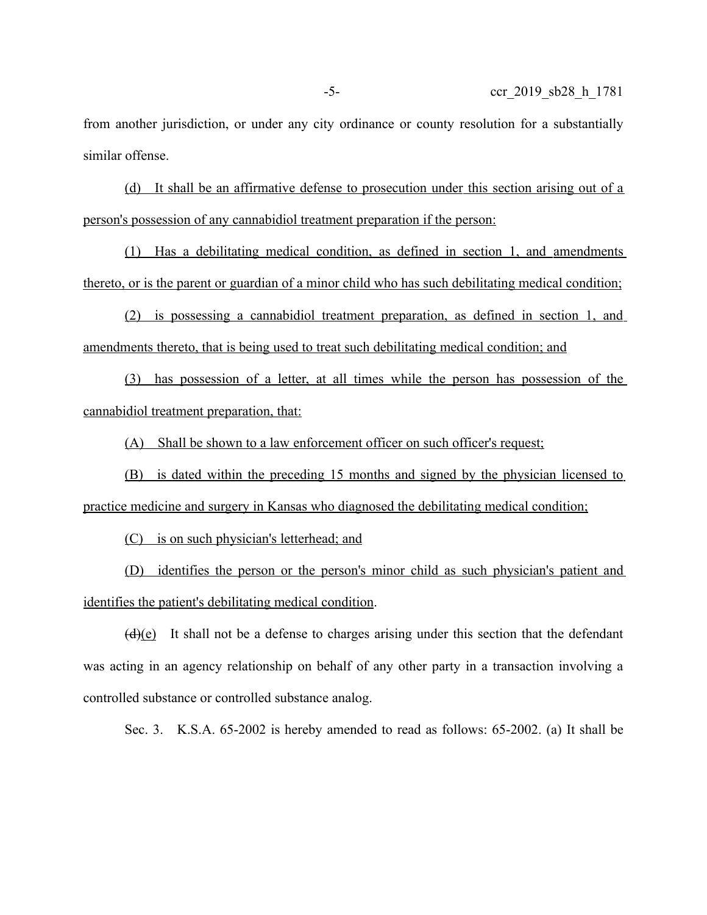from another jurisdiction, or under any city ordinance or county resolution for a substantially similar offense.

(d) It shall be an affirmative defense to prosecution under this section arising out of a person's possession of any cannabidiol treatment preparation if the person:

(1) Has a debilitating medical condition, as defined in section 1, and amendments thereto, or is the parent or guardian of a minor child who has such debilitating medical condition;

(2) is possessing a cannabidiol treatment preparation, as defined in section 1, and amendments thereto, that is being used to treat such debilitating medical condition; and

(3) has possession of a letter, at all times while the person has possession of the cannabidiol treatment preparation, that:

(A) Shall be shown to a law enforcement officer on such officer's request;

(B) is dated within the preceding 15 months and signed by the physician licensed to practice medicine and surgery in Kansas who diagnosed the debilitating medical condition;

(C) is on such physician's letterhead; and

(D) identifies the person or the person's minor child as such physician's patient and identifies the patient's debilitating medical condition.

~~(d)~~(e) It shall not be a defense to charges arising under this section that the defendant was acting in an agency relationship on behalf of any other party in a transaction involving a controlled substance or controlled substance analog.

Sec. 3. K.S.A. 65-2002 is hereby amended to read as follows: 65-2002. (a) It shall be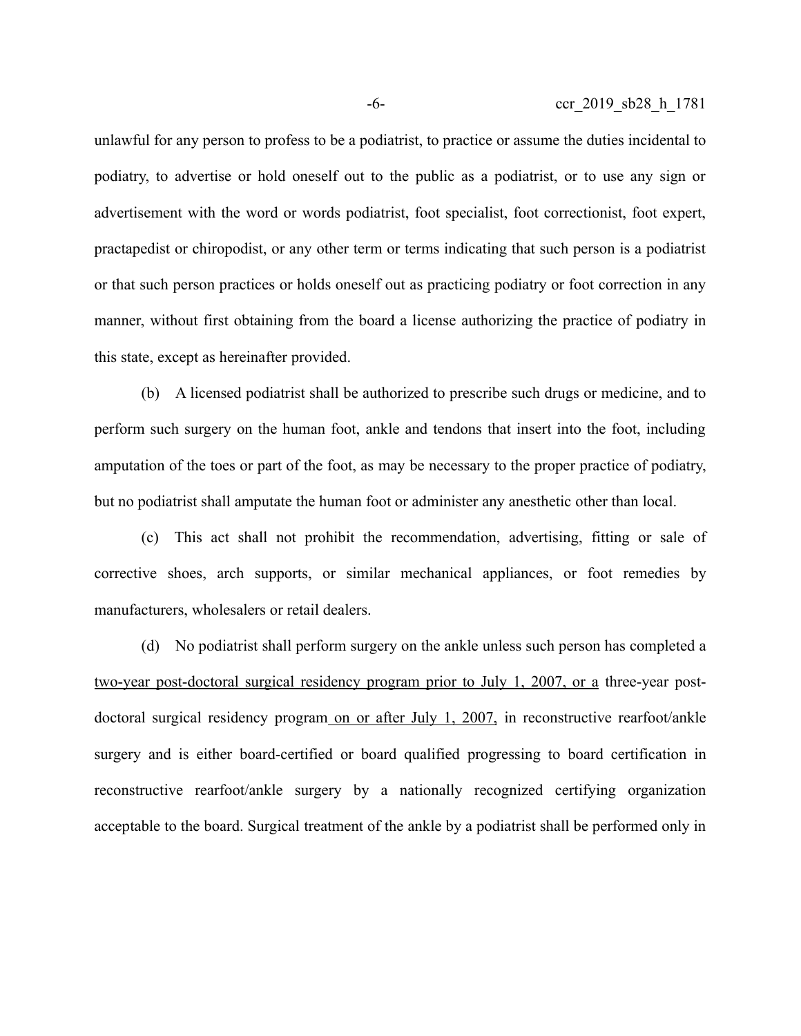unlawful for any person to profess to be a podiatrist, to practice or assume the duties incidental to podiatry, to advertise or hold oneself out to the public as a podiatrist, or to use any sign or advertisement with the word or words podiatrist, foot specialist, foot correctionist, foot expert, practapedist or chiropodist, or any other term or terms indicating that such person is a podiatrist or that such person practices or holds oneself out as practicing podiatry or foot correction in any manner, without first obtaining from the board a license authorizing the practice of podiatry in this state, except as hereinafter provided.

(b) A licensed podiatrist shall be authorized to prescribe such drugs or medicine, and to perform such surgery on the human foot, ankle and tendons that insert into the foot, including amputation of the toes or part of the foot, as may be necessary to the proper practice of podiatry, but no podiatrist shall amputate the human foot or administer any anesthetic other than local.

(c) This act shall not prohibit the recommendation, advertising, fitting or sale of corrective shoes, arch supports, or similar mechanical appliances, or foot remedies by manufacturers, wholesalers or retail dealers.

(d) No podiatrist shall perform surgery on the ankle unless such person has completed a <u>two-year post-doctoral surgical residency program prior to July 1, 2007, or a</u> three-year post-doctoral surgical residency program<u> on or after July 1, 2007,</u> in reconstructive rearfoot/ankle surgery and is either board-certified or board qualified progressing to board certification in reconstructive rearfoot/ankle surgery by a nationally recognized certifying organization acceptable to the board. Surgical treatment of the ankle by a podiatrist shall be performed only in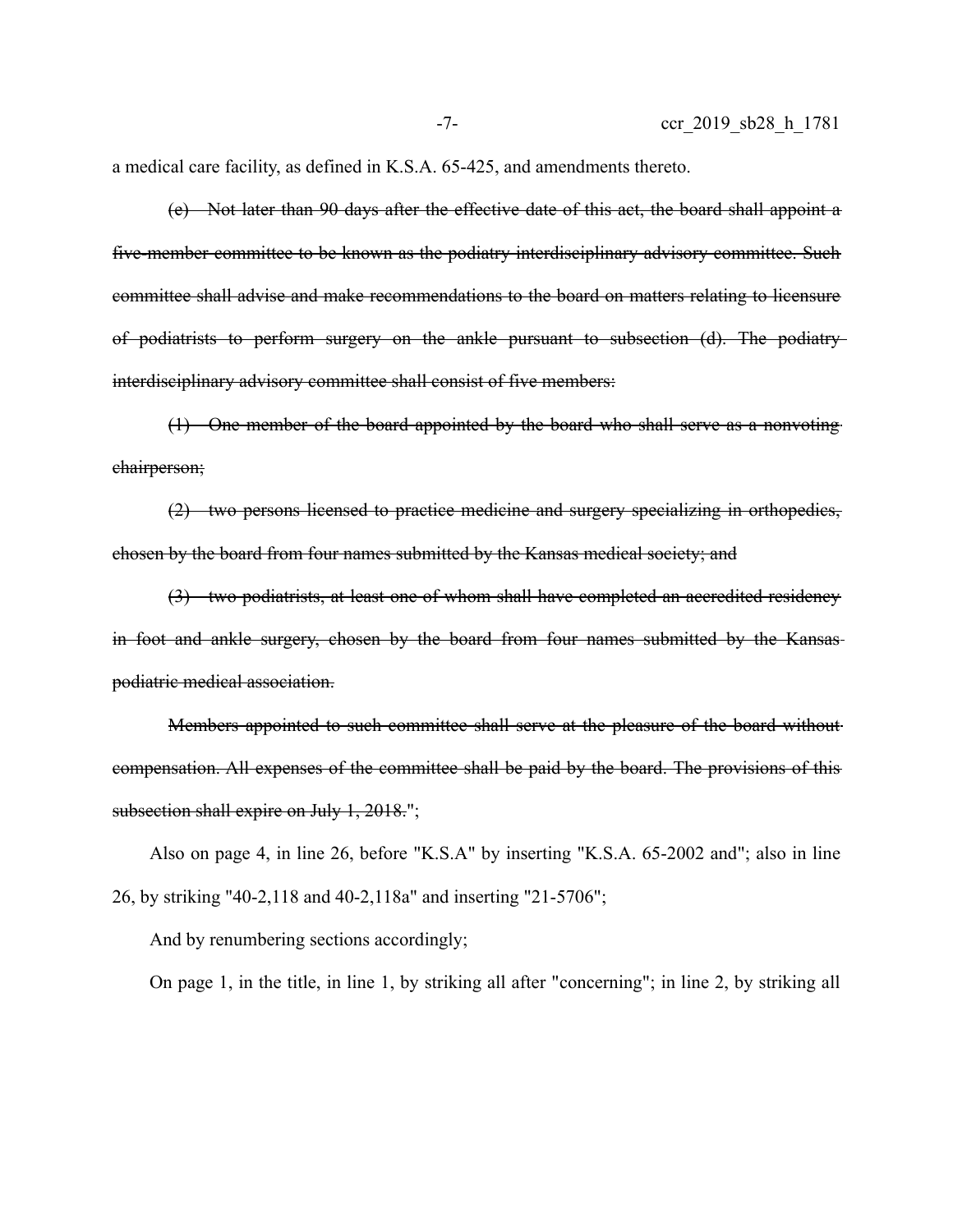a medical care facility, as defined in K.S.A. 65-425, and amendments thereto.

~~(e) Not later than 90 days after the effective date of this act, the board shall appoint a five-member committee to be known as the podiatry interdisciplinary advisory committee. Such committee shall advise and make recommendations to the board on matters relating to licensure of podiatrists to perform surgery on the ankle pursuant to subsection (d). The podiatry interdisciplinary advisory committee shall consist of five members:~~

~~(1) One member of the board appointed by the board who shall serve as a nonvoting chairperson;~~

~~(2) two persons licensed to practice medicine and surgery specializing in orthopedics, chosen by the board from four names submitted by the Kansas medical society; and~~

~~(3) two podiatrists, at least one of whom shall have completed an accredited residency in foot and ankle surgery, chosen by the board from four names submitted by the Kansas podiatric medical association.~~

~~Members appointed to such committee shall serve at the pleasure of the board without compensation. All expenses of the committee shall be paid by the board. The provisions of this subsection shall expire on July 1, 2018.~~";

Also on page 4, in line 26, before "K.S.A" by inserting "K.S.A. 65-2002 and"; also in line 26, by striking "40-2,118 and 40-2,118a" and inserting "21-5706";

And by renumbering sections accordingly;

On page 1, in the title, in line 1, by striking all after "concerning"; in line 2, by striking all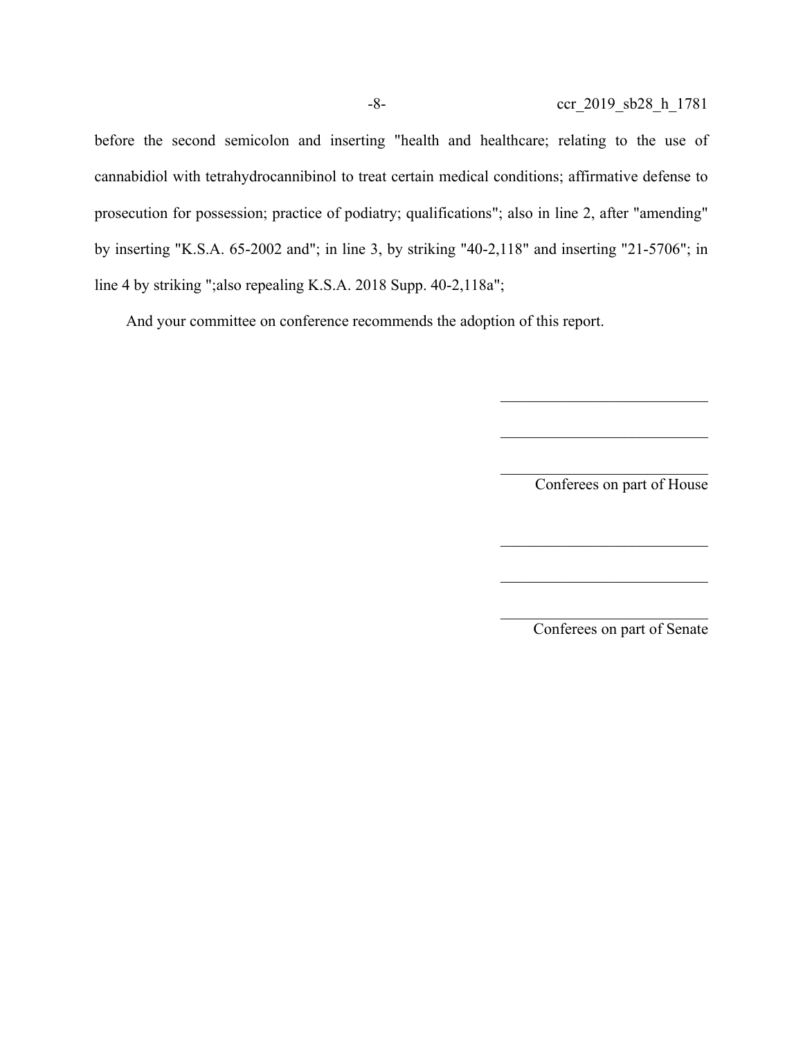before the second semicolon and inserting "health and healthcare; relating to the use of cannabidiol with tetrahydrocannibinol to treat certain medical conditions; affirmative defense to prosecution for possession; practice of podiatry; qualifications"; also in line 2, after "amending" by inserting "K.S.A. 65-2002 and"; in line 3, by striking "40-2,118" and inserting "21-5706"; in line 4 by striking ";also repealing K.S.A. 2018 Supp. 40-2,118a";

And your committee on conference recommends the adoption of this report.

\_\_\_\_\_\_\_\_\_\_\_\_\_\_\_\_\_\_\_\_\_\_\_\_\_\_

\_\_\_\_\_\_\_\_\_\_\_\_\_\_\_\_\_\_\_\_\_\_\_\_\_\_

\_\_\_\_\_\_\_\_\_\_\_\_\_\_\_\_\_\_\_\_\_\_\_\_\_\_

Conferees on part of House

\_\_\_\_\_\_\_\_\_\_\_\_\_\_\_\_\_\_\_\_\_\_\_\_\_\_

\_\_\_\_\_\_\_\_\_\_\_\_\_\_\_\_\_\_\_\_\_\_\_\_\_\_

\_\_\_\_\_\_\_\_\_\_\_\_\_\_\_\_\_\_\_\_\_\_\_\_\_\_

Conferees on part of Senate